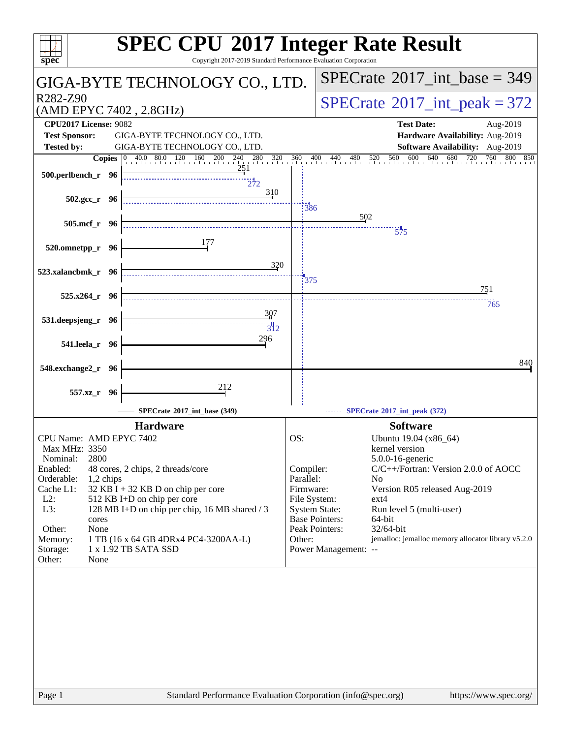# SPEC CPU 2017 Integer Rate Result

Copyright 2017-2019 Standard Performance Evaluation Corporation

**GIGA-BYTE TECHNOLOGY CO., LTD.**

R282-Z90 (AMD EPYC 7402 , 2.8GHz)

SPECrate 2017_int_base = 349

SPECrate 2017_int_peak = 372

| | | | |
|---|---|---|---|
| **CPU2017 License:** | 9082 | **Test Date:** | Aug-2019 |
| **Test Sponsor:** | GIGA-BYTE TECHNOLOGY CO., LTD. | **Hardware Availability:** | Aug-2019 |
| **Tested by:** | GIGA-BYTE TECHNOLOGY CO., LTD. | **Software Availability:** | Aug-2019 |

| Benchmark | Copies | SPECrate 2017_int_base (349) | SPECrate 2017_int_peak (372) |
|---|---|---|---|
| 500.perlbench_r | 96 | 251 | 272 |
| 502.gcc_r | 96 | 310 | 386 |
| 505.mcf_r | 96 | 502 | 575 |
| 520.omnetpp_r | 96 | 177 | |
| 523.xalancbmk_r | 96 | 320 | 375 |
| 525.x264_r | 96 | 751 | 765 |
| 531.deepsjeng_r | 96 | 307 | 312 |
| 541.leela_r | 96 | 296 | |
| 548.exchange2_r | 96 | 840 | |
| 557.xz_r | 96 | 212 | |

## Hardware

| | |
|---|---|
| CPU Name: | AMD EPYC 7402 |
| Max MHz: | 3350 |
| Nominal: | 2800 |
| Enabled: | 48 cores, 2 chips, 2 threads/core |
| Orderable: | 1,2 chips |
| Cache L1: | 32 KB I + 32 KB D on chip per core |
| L2: | 512 KB I+D on chip per core |
| L3: | 128 MB I+D on chip per chip, 16 MB shared / 3 cores |
| Other: | None |
| Memory: | 1 TB (16 x 64 GB 4DRx4 PC4-3200AA-L) |
| Storage: | 1 x 1.92 TB SATA SSD |
| Other: | None |

## Software

| | |
|---|---|
| OS: | Ubuntu 19.04 (x86_64) kernel version 5.0.0-16-generic |
| Compiler: | C/C++/Fortran: Version 2.0.0 of AOCC |
| Parallel: | No |
| Firmware: | Version R05 released Aug-2019 |
| File System: | ext4 |
| System State: | Run level 5 (multi-user) |
| Base Pointers: | 64-bit |
| Peak Pointers: | 32/64-bit |
| Other: | jemalloc: jemalloc memory allocator library v5.2.0 |
| Power Management: | -- |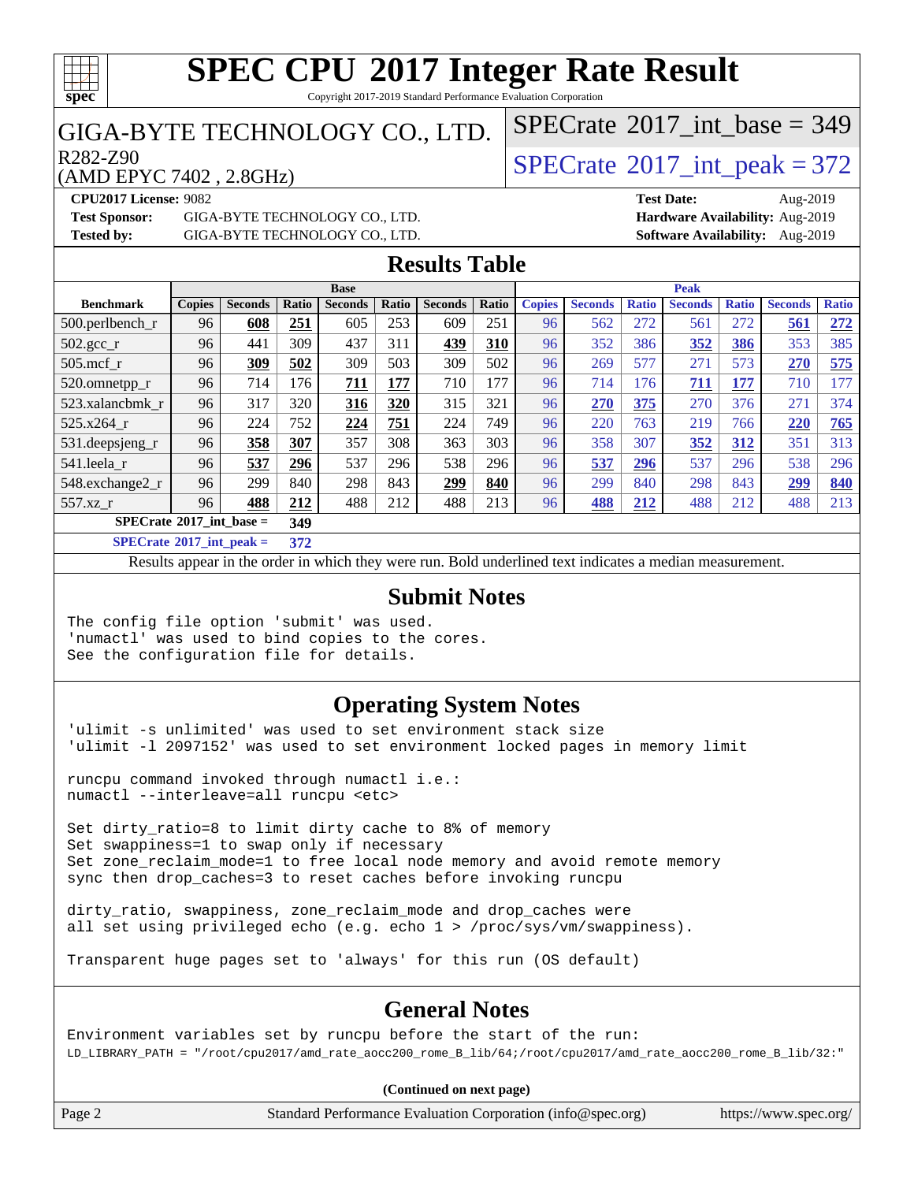# SPEC CPU 2017 Integer Rate Result

Copyright 2017-2019 Standard Performance Evaluation Corporation

## GIGA-BYTE TECHNOLOGY CO., LTD.

R282-Z90
(AMD EPYC 7402 , 2.8GHz)

SPECrate 2017_int_base = 349

SPECrate 2017_int_peak = 372

**CPU2017 License:** 9082
**Test Sponsor:** GIGA-BYTE TECHNOLOGY CO., LTD.
**Tested by:** GIGA-BYTE TECHNOLOGY CO., LTD.

**Test Date:** Aug-2019
**Hardware Availability:** Aug-2019
**Software Availability:** Aug-2019

## Results Table

| | Base | | | | | | | Peak | | | | | | |
|---|---|---|---|---|---|---|---|---|---|---|---|---|---|---|
| **Benchmark** | **Copies** | **Seconds** | **Ratio** | **Seconds** | **Ratio** | **Seconds** | **Ratio** | **Copies** | **Seconds** | **Ratio** | **Seconds** | **Ratio** | **Seconds** | **Ratio** |
| 500.perlbench_r | 96 | **608** | **251** | 605 | 253 | 609 | 251 | 96 | 562 | 272 | 561 | 272 | **561** | **272** |
| 502.gcc_r | 96 | 441 | 309 | 437 | 311 | **439** | **310** | 96 | 352 | 386 | **352** | **386** | 353 | 385 |
| 505.mcf_r | 96 | **309** | **502** | 309 | 503 | 309 | 502 | 96 | 269 | 577 | 271 | 573 | **270** | **575** |
| 520.omnetpp_r | 96 | 714 | 176 | **711** | **177** | 710 | 177 | 96 | 714 | 176 | **711** | **177** | 710 | 177 |
| 523.xalancbmk_r | 96 | 317 | 320 | **316** | **320** | 315 | 321 | 96 | **270** | **375** | 270 | 376 | 271 | 374 |
| 525.x264_r | 96 | 224 | 752 | **224** | **751** | 224 | 749 | 96 | 220 | 763 | 219 | 766 | **220** | **765** |
| 531.deepsjeng_r | 96 | **358** | **307** | 357 | 308 | 363 | 303 | 96 | 358 | 307 | **352** | **312** | 351 | 313 |
| 541.leela_r | 96 | **537** | **296** | 537 | 296 | 538 | 296 | 96 | **537** | **296** | 537 | 296 | 538 | 296 |
| 548.exchange2_r | 96 | 299 | 840 | 298 | 843 | **299** | **840** | 96 | 299 | 840 | 298 | 843 | **299** | **840** |
| 557.xz_r | 96 | **488** | **212** | 488 | 212 | 488 | 213 | 96 | **488** | **212** | 488 | 212 | 488 | 213 |

**SPECrate 2017_int_base = 349**

**SPECrate 2017_int_peak = 372**

Results appear in the order in which they were run. Bold underlined text indicates a median measurement.

## Submit Notes

```
The config file option 'submit' was used.
'numactl' was used to bind copies to the cores.
See the configuration file for details.
```

## Operating System Notes

```
'ulimit -s unlimited' was used to set environment stack size
'ulimit -l 2097152' was used to set environment locked pages in memory limit

runcpu command invoked through numactl i.e.:
numactl --interleave=all runcpu <etc>

Set dirty_ratio=8 to limit dirty cache to 8% of memory
Set swappiness=1 to swap only if necessary
Set zone_reclaim_mode=1 to free local node memory and avoid remote memory
sync then drop_caches=3 to reset caches before invoking runcpu

dirty_ratio, swappiness, zone_reclaim_mode and drop_caches were
all set using privileged echo (e.g. echo 1 > /proc/sys/vm/swappiness).

Transparent huge pages set to 'always' for this run (OS default)
```

## General Notes

```
Environment variables set by runcpu before the start of the run:
LD_LIBRARY_PATH = "/root/cpu2017/amd_rate_aocc200_rome_B_lib/64;/root/cpu2017/amd_rate_aocc200_rome_B_lib/32:"
```

**(Continued on next page)**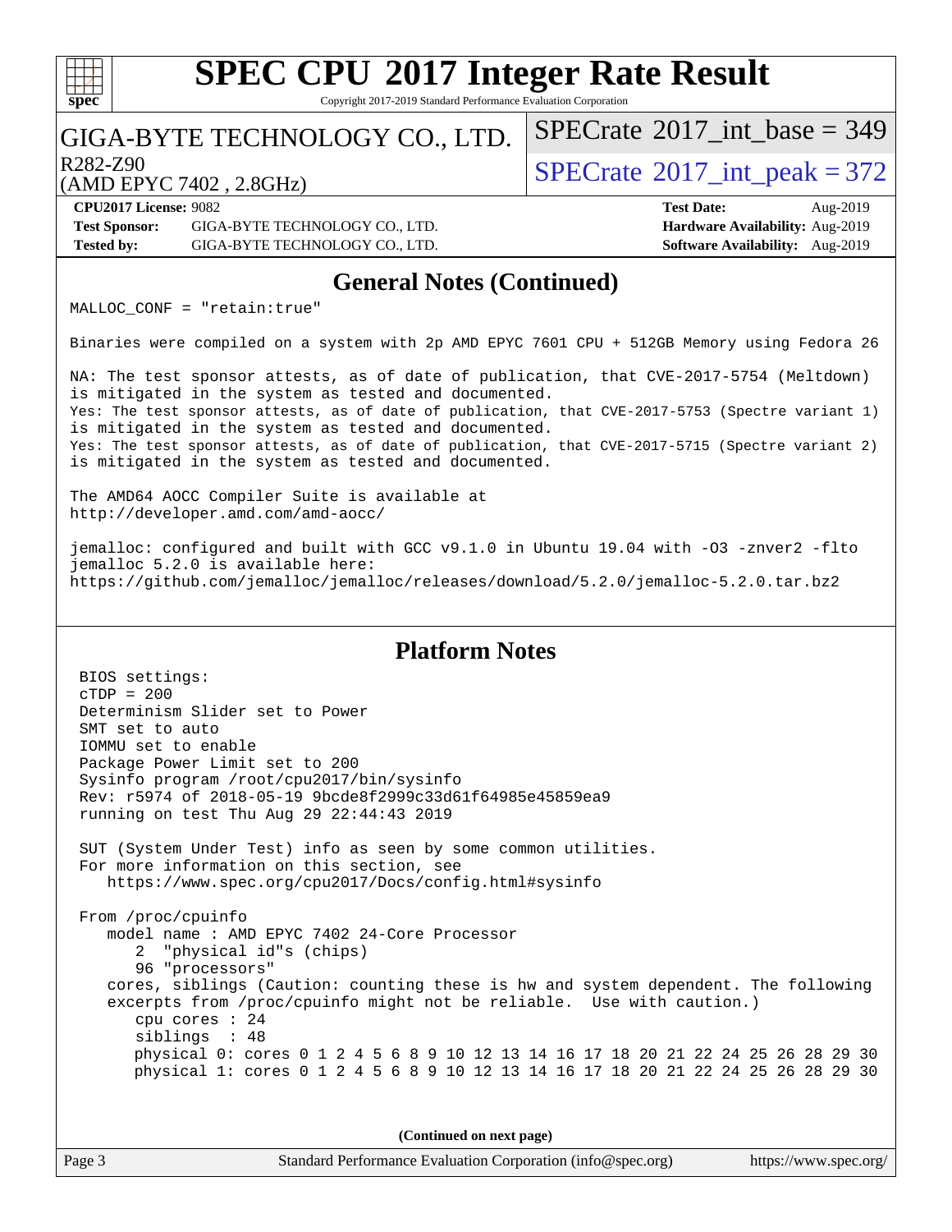# SPEC CPU 2017 Integer Rate Result

Copyright 2017-2019 Standard Performance Evaluation Corporation

GIGA-BYTE TECHNOLOGY CO., LTD.

R282-Z90

(AMD EPYC 7402 , 2.8GHz)

SPECrate 2017_int_base = 349

SPECrate 2017_int_peak = 372

**CPU2017 License:** 9082
**Test Sponsor:** GIGA-BYTE TECHNOLOGY CO., LTD.
**Tested by:** GIGA-BYTE TECHNOLOGY CO., LTD.

**Test Date:** Aug-2019
**Hardware Availability:** Aug-2019
**Software Availability:** Aug-2019

## General Notes (Continued)

```
MALLOC_CONF = "retain:true"

Binaries were compiled on a system with 2p AMD EPYC 7601 CPU + 512GB Memory using Fedora 26

NA: The test sponsor attests, as of date of publication, that CVE-2017-5754 (Meltdown)
is mitigated in the system as tested and documented.
Yes: The test sponsor attests, as of date of publication, that CVE-2017-5753 (Spectre variant 1)
is mitigated in the system as tested and documented.
Yes: The test sponsor attests, as of date of publication, that CVE-2017-5715 (Spectre variant 2)
is mitigated in the system as tested and documented.

The AMD64 AOCC Compiler Suite is available at
http://developer.amd.com/amd-aocc/

jemalloc: configured and built with GCC v9.1.0 in Ubuntu 19.04 with -O3 -znver2 -flto
jemalloc 5.2.0 is available here:
https://github.com/jemalloc/jemalloc/releases/download/5.2.0/jemalloc-5.2.0.tar.bz2
```

## Platform Notes

```
BIOS settings:
cTDP = 200
Determinism Slider set to Power
SMT set to auto
IOMMU set to enable
Package Power Limit set to 200
Sysinfo program /root/cpu2017/bin/sysinfo
Rev: r5974 of 2018-05-19 9bcde8f2999c33d61f64985e45859ea9
running on test Thu Aug 29 22:44:43 2019

SUT (System Under Test) info as seen by some common utilities.
For more information on this section, see
   https://www.spec.org/cpu2017/Docs/config.html#sysinfo

From /proc/cpuinfo
   model name : AMD EPYC 7402 24-Core Processor
      2  "physical id"s (chips)
      96 "processors"
   cores, siblings (Caution: counting these is hw and system dependent. The following
   excerpts from /proc/cpuinfo might not be reliable.  Use with caution.)
      cpu cores : 24
      siblings  : 48
      physical 0: cores 0 1 2 4 5 6 8 9 10 12 13 14 16 17 18 20 21 22 24 25 26 28 29 30
      physical 1: cores 0 1 2 4 5 6 8 9 10 12 13 14 16 17 18 20 21 22 24 25 26 28 29 30
```

(Continued on next page)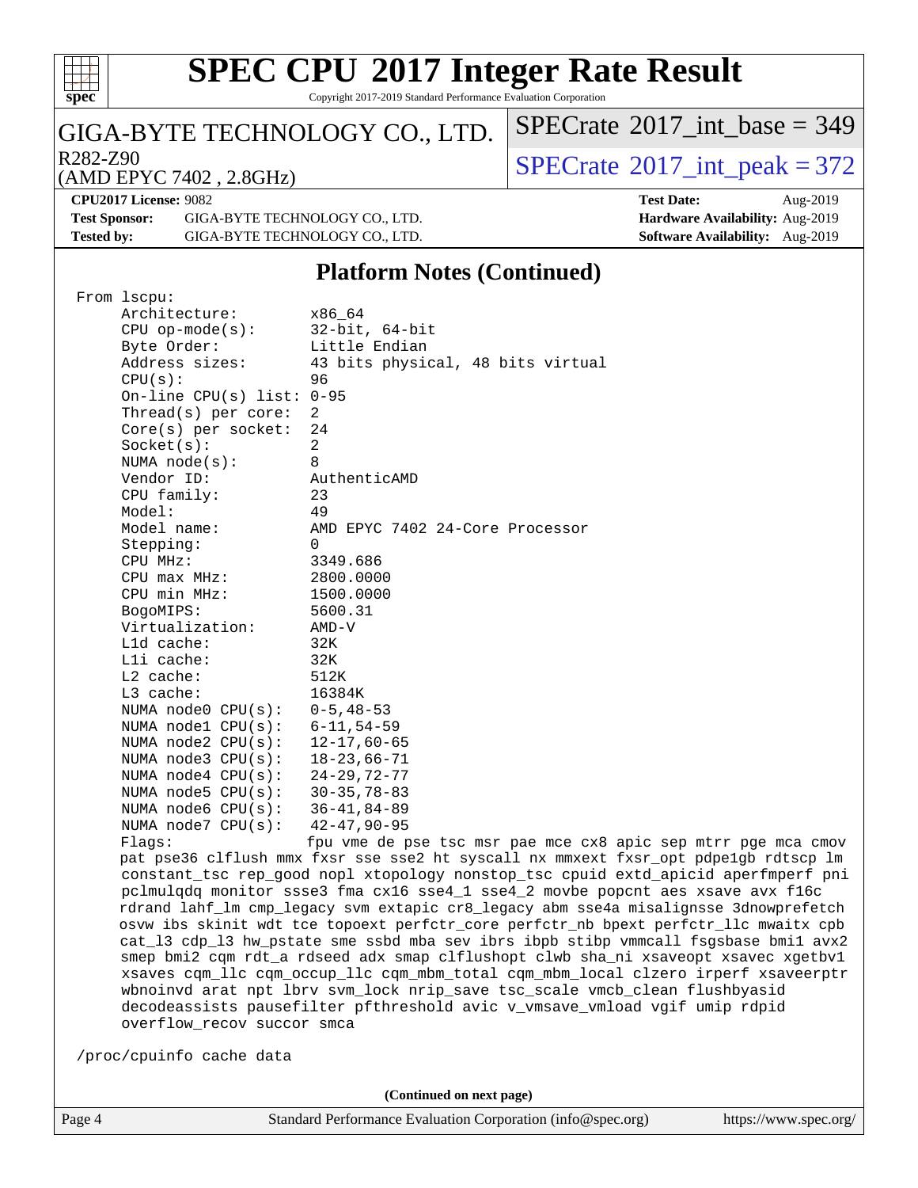# SPEC CPU 2017 Integer Rate Result

Copyright 2017-2019 Standard Performance Evaluation Corporation

GIGA-BYTE TECHNOLOGY CO., LTD.

R282-Z90

(AMD EPYC 7402 , 2.8GHz)

SPECrate 2017_int_base = 349

SPECrate 2017_int_peak = 372

**CPU2017 License:** 9082
**Test Sponsor:** GIGA-BYTE TECHNOLOGY CO., LTD.
**Tested by:** GIGA-BYTE TECHNOLOGY CO., LTD.

**Test Date:** Aug-2019
**Hardware Availability:** Aug-2019
**Software Availability:** Aug-2019

## Platform Notes (Continued)

```
 From lscpu:
      Architecture:        x86_64
      CPU op-mode(s):      32-bit, 64-bit
      Byte Order:          Little Endian
      Address sizes:       43 bits physical, 48 bits virtual
      CPU(s):              96
      On-line CPU(s) list: 0-95
      Thread(s) per core:  2
      Core(s) per socket:  24
      Socket(s):           2
      NUMA node(s):        8
      Vendor ID:           AuthenticAMD
      CPU family:          23
      Model:               49
      Model name:          AMD EPYC 7402 24-Core Processor
      Stepping:            0
      CPU MHz:             3349.686
      CPU max MHz:         2800.0000
      CPU min MHz:         1500.0000
      BogoMIPS:            5600.31
      Virtualization:      AMD-V
      L1d cache:           32K
      L1i cache:           32K
      L2 cache:            512K
      L3 cache:            16384K
      NUMA node0 CPU(s):   0-5,48-53
      NUMA node1 CPU(s):   6-11,54-59
      NUMA node2 CPU(s):   12-17,60-65
      NUMA node3 CPU(s):   18-23,66-71
      NUMA node4 CPU(s):   24-29,72-77
      NUMA node5 CPU(s):   30-35,78-83
      NUMA node6 CPU(s):   36-41,84-89
      NUMA node7 CPU(s):   42-47,90-95
      Flags:               fpu vme de pse tsc msr pae mce cx8 apic sep mtrr pge mca cmov
      pat pse36 clflush mmx fxsr sse sse2 ht syscall nx mmxext fxsr_opt pdpe1gb rdtscp lm
      constant_tsc rep_good nopl xtopology nonstop_tsc cpuid extd_apicid aperfmperf pni
      pclmulqdq monitor ssse3 fma cx16 sse4_1 sse4_2 movbe popcnt aes xsave avx f16c
      rdrand lahf_lm cmp_legacy svm extapic cr8_legacy abm sse4a misalignsse 3dnowprefetch
      osvw ibs skinit wdt tce topoext perfctr_core perfctr_nb bpext perfctr_llc mwaitx cpb
      cat_l3 cdp_l3 hw_pstate sme ssbd mba sev ibrs ibpb stibp vmmcall fsgsbase bmi1 avx2
      smep bmi2 cqm rdt_a rdseed adx smap clflushopt clwb sha_ni xsaveopt xsavec xgetbv1
      xsaves cqm_llc cqm_occup_llc cqm_mbm_total cqm_mbm_local clzero irperf xsaveerptr
      wbnoinvd arat npt lbrv svm_lock nrip_save tsc_scale vmcb_clean flushbyasid
      decodeassists pausefilter pfthreshold avic v_vmsave_vmload vgif umip rdpid
      overflow_recov succor smca

 /proc/cpuinfo cache data
```

**(Continued on next page)**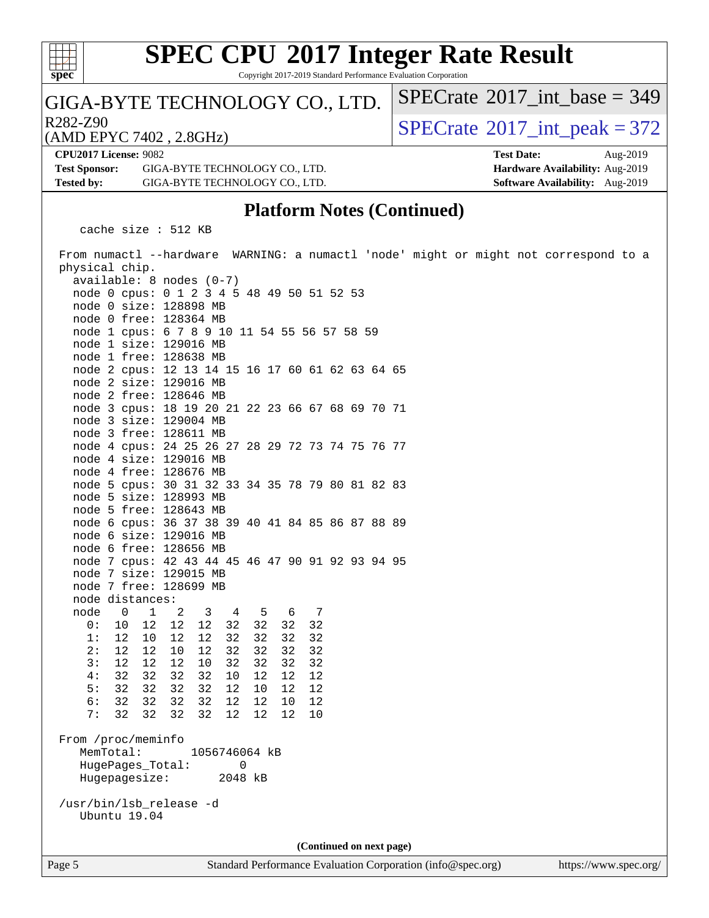# SPEC CPU 2017 Integer Rate Result

Copyright 2017-2019 Standard Performance Evaluation Corporation

**GIGA-BYTE TECHNOLOGY CO., LTD.**

R282-Z90
(AMD EPYC 7402 , 2.8GHz)

SPECrate 2017_int_base = 349

SPECrate 2017_int_peak = 372

**CPU2017 License:** 9082
**Test Sponsor:** GIGA-BYTE TECHNOLOGY CO., LTD.
**Tested by:** GIGA-BYTE TECHNOLOGY CO., LTD.

**Test Date:** Aug-2019
**Hardware Availability:** Aug-2019
**Software Availability:** Aug-2019

## Platform Notes (Continued)

```
    cache size : 512 KB

 From numactl --hardware  WARNING: a numactl 'node' might or might not correspond to a
 physical chip.
   available: 8 nodes (0-7)
   node 0 cpus: 0 1 2 3 4 5 48 49 50 51 52 53
   node 0 size: 128898 MB
   node 0 free: 128364 MB
   node 1 cpus: 6 7 8 9 10 11 54 55 56 57 58 59
   node 1 size: 129016 MB
   node 1 free: 128638 MB
   node 2 cpus: 12 13 14 15 16 17 60 61 62 63 64 65
   node 2 size: 129016 MB
   node 2 free: 128646 MB
   node 3 cpus: 18 19 20 21 22 23 66 67 68 69 70 71
   node 3 size: 129004 MB
   node 3 free: 128611 MB
   node 4 cpus: 24 25 26 27 28 29 72 73 74 75 76 77
   node 4 size: 129016 MB
   node 4 free: 128676 MB
   node 5 cpus: 30 31 32 33 34 35 78 79 80 81 82 83
   node 5 size: 128993 MB
   node 5 free: 128643 MB
   node 6 cpus: 36 37 38 39 40 41 84 85 86 87 88 89
   node 6 size: 129016 MB
   node 6 free: 128656 MB
   node 7 cpus: 42 43 44 45 46 47 90 91 92 93 94 95
   node 7 size: 129015 MB
   node 7 free: 128699 MB
   node distances:
   node   0   1   2   3   4   5   6   7
     0:  10  12  12  12  32  32  32  32
     1:  12  10  12  12  32  32  32  32
     2:  12  12  10  12  32  32  32  32
     3:  12  12  12  10  32  32  32  32
     4:  32  32  32  32  10  12  12  12
     5:  32  32  32  32  12  10  12  12
     6:  32  32  32  32  12  12  10  12
     7:  32  32  32  32  12  12  12  10

 From /proc/meminfo
    MemTotal:       1056746064 kB
    HugePages_Total:       0
    Hugepagesize:       2048 kB

 /usr/bin/lsb_release -d
    Ubuntu 19.04
```

(Continued on next page)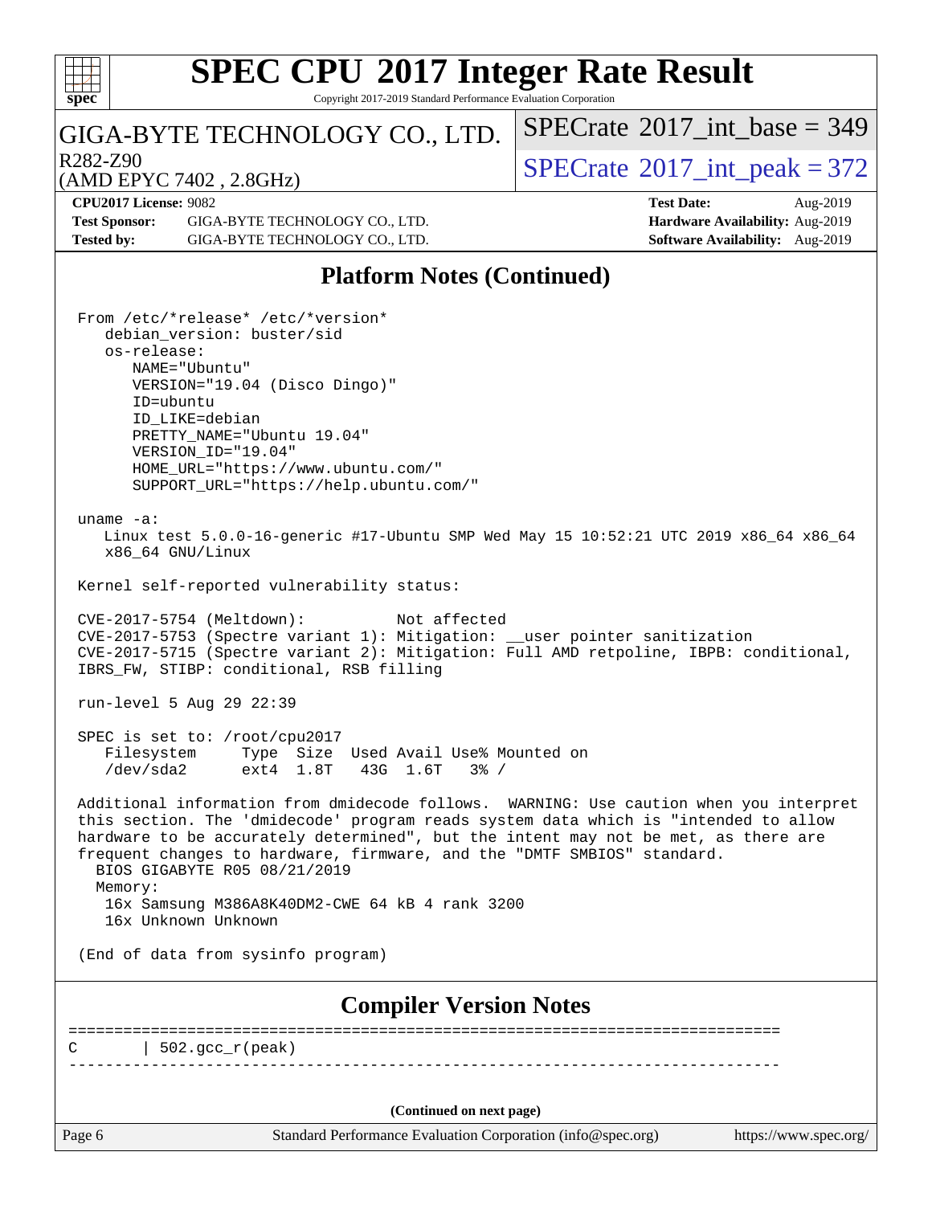## Platform Notes (Continued)

```
From /etc/*release* /etc/*version*
   debian_version: buster/sid
   os-release:
      NAME="Ubuntu"
      VERSION="19.04 (Disco Dingo)"
      ID=ubuntu
      ID_LIKE=debian
      PRETTY_NAME="Ubuntu 19.04"
      VERSION_ID="19.04"
      HOME_URL="https://www.ubuntu.com/"
      SUPPORT_URL="https://help.ubuntu.com/"

uname -a:
   Linux test 5.0.0-16-generic #17-Ubuntu SMP Wed May 15 10:52:21 UTC 2019 x86_64 x86_64
   x86_64 GNU/Linux

Kernel self-reported vulnerability status:

CVE-2017-5754 (Meltdown):          Not affected
CVE-2017-5753 (Spectre variant 1): Mitigation: __user pointer sanitization
CVE-2017-5715 (Spectre variant 2): Mitigation: Full AMD retpoline, IBPB: conditional,
IBRS_FW, STIBP: conditional, RSB filling

run-level 5 Aug 29 22:39

SPEC is set to: /root/cpu2017
   Filesystem     Type  Size  Used Avail Use% Mounted on
   /dev/sda2      ext4  1.8T   43G  1.6T   3% /

Additional information from dmidecode follows.  WARNING: Use caution when you interpret
this section. The 'dmidecode' program reads system data which is "intended to allow
hardware to be accurately determined", but the intent may not be met, as there are
frequent changes to hardware, firmware, and the "DMTF SMBIOS" standard.
  BIOS GIGABYTE R05 08/21/2019
  Memory:
   16x Samsung M386A8K40DM2-CWE 64 kB 4 rank 3200
   16x Unknown Unknown

(End of data from sysinfo program)
```

## Compiler Version Notes

```
==============================================================================
C       | 502.gcc_r(peak)
------------------------------------------------------------------------------
```

(Continued on next page)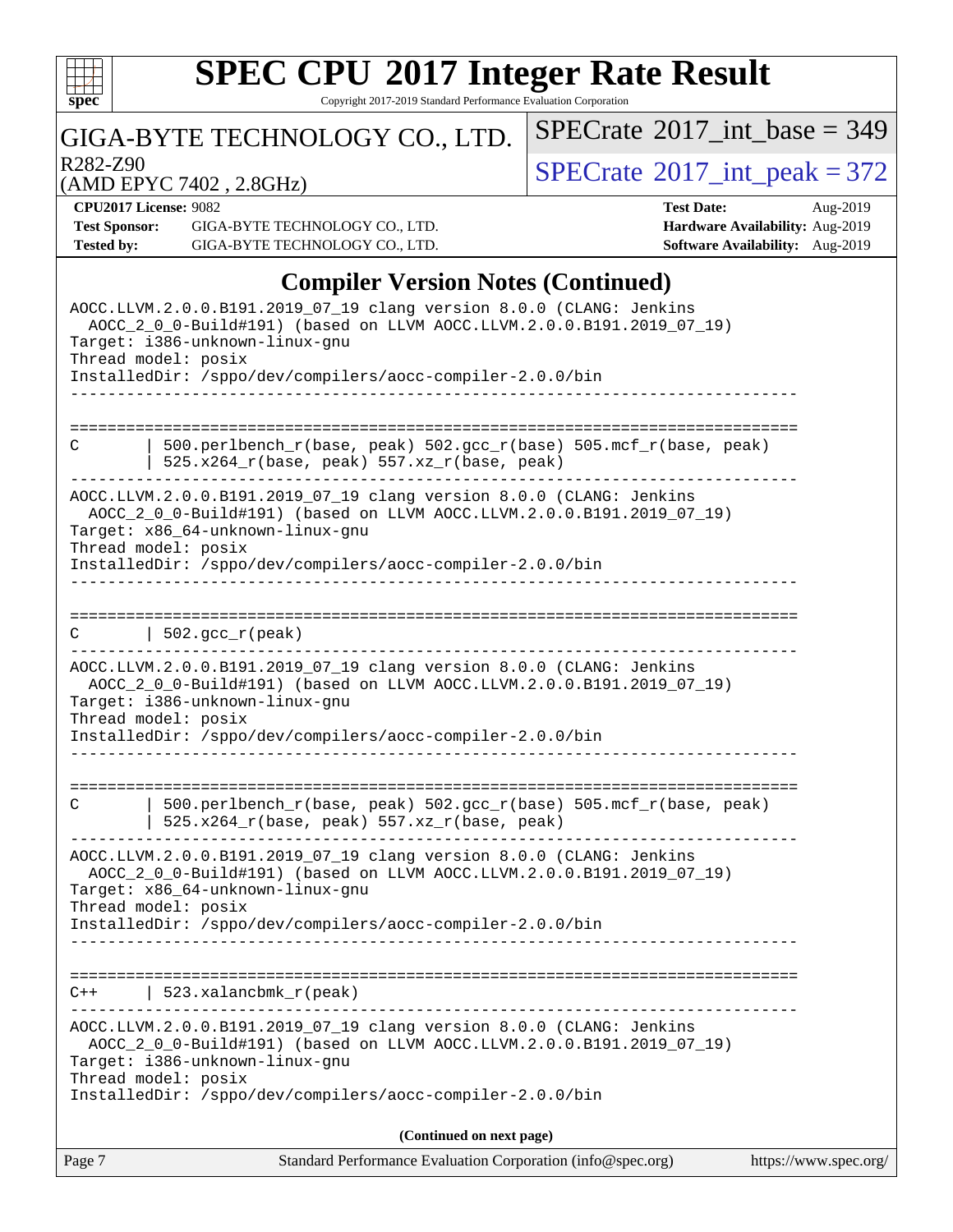## Compiler Version Notes (Continued)

```
AOCC.LLVM.2.0.0.B191.2019_07_19 clang version 8.0.0 (CLANG: Jenkins
  AOCC_2_0_0-Build#191) (based on LLVM AOCC.LLVM.2.0.0.B191.2019_07_19)
Target: i386-unknown-linux-gnu
Thread model: posix
InstalledDir: /sppo/dev/compilers/aocc-compiler-2.0.0/bin
------------------------------------------------------------------------------

==============================================================================
C        | 500.perlbench_r(base, peak) 502.gcc_r(base) 505.mcf_r(base, peak)
         | 525.x264_r(base, peak) 557.xz_r(base, peak)
------------------------------------------------------------------------------
AOCC.LLVM.2.0.0.B191.2019_07_19 clang version 8.0.0 (CLANG: Jenkins
  AOCC_2_0_0-Build#191) (based on LLVM AOCC.LLVM.2.0.0.B191.2019_07_19)
Target: x86_64-unknown-linux-gnu
Thread model: posix
InstalledDir: /sppo/dev/compilers/aocc-compiler-2.0.0/bin
------------------------------------------------------------------------------

==============================================================================
C        | 502.gcc_r(peak)
------------------------------------------------------------------------------
AOCC.LLVM.2.0.0.B191.2019_07_19 clang version 8.0.0 (CLANG: Jenkins
  AOCC_2_0_0-Build#191) (based on LLVM AOCC.LLVM.2.0.0.B191.2019_07_19)
Target: i386-unknown-linux-gnu
Thread model: posix
InstalledDir: /sppo/dev/compilers/aocc-compiler-2.0.0/bin
------------------------------------------------------------------------------

==============================================================================
C        | 500.perlbench_r(base, peak) 502.gcc_r(base) 505.mcf_r(base, peak)
         | 525.x264_r(base, peak) 557.xz_r(base, peak)
------------------------------------------------------------------------------
AOCC.LLVM.2.0.0.B191.2019_07_19 clang version 8.0.0 (CLANG: Jenkins
  AOCC_2_0_0-Build#191) (based on LLVM AOCC.LLVM.2.0.0.B191.2019_07_19)
Target: x86_64-unknown-linux-gnu
Thread model: posix
InstalledDir: /sppo/dev/compilers/aocc-compiler-2.0.0/bin
------------------------------------------------------------------------------

==============================================================================
C++      | 523.xalancbmk_r(peak)
------------------------------------------------------------------------------
AOCC.LLVM.2.0.0.B191.2019_07_19 clang version 8.0.0 (CLANG: Jenkins
  AOCC_2_0_0-Build#191) (based on LLVM AOCC.LLVM.2.0.0.B191.2019_07_19)
Target: i386-unknown-linux-gnu
Thread model: posix
InstalledDir: /sppo/dev/compilers/aocc-compiler-2.0.0/bin
```

**(Continued on next page)**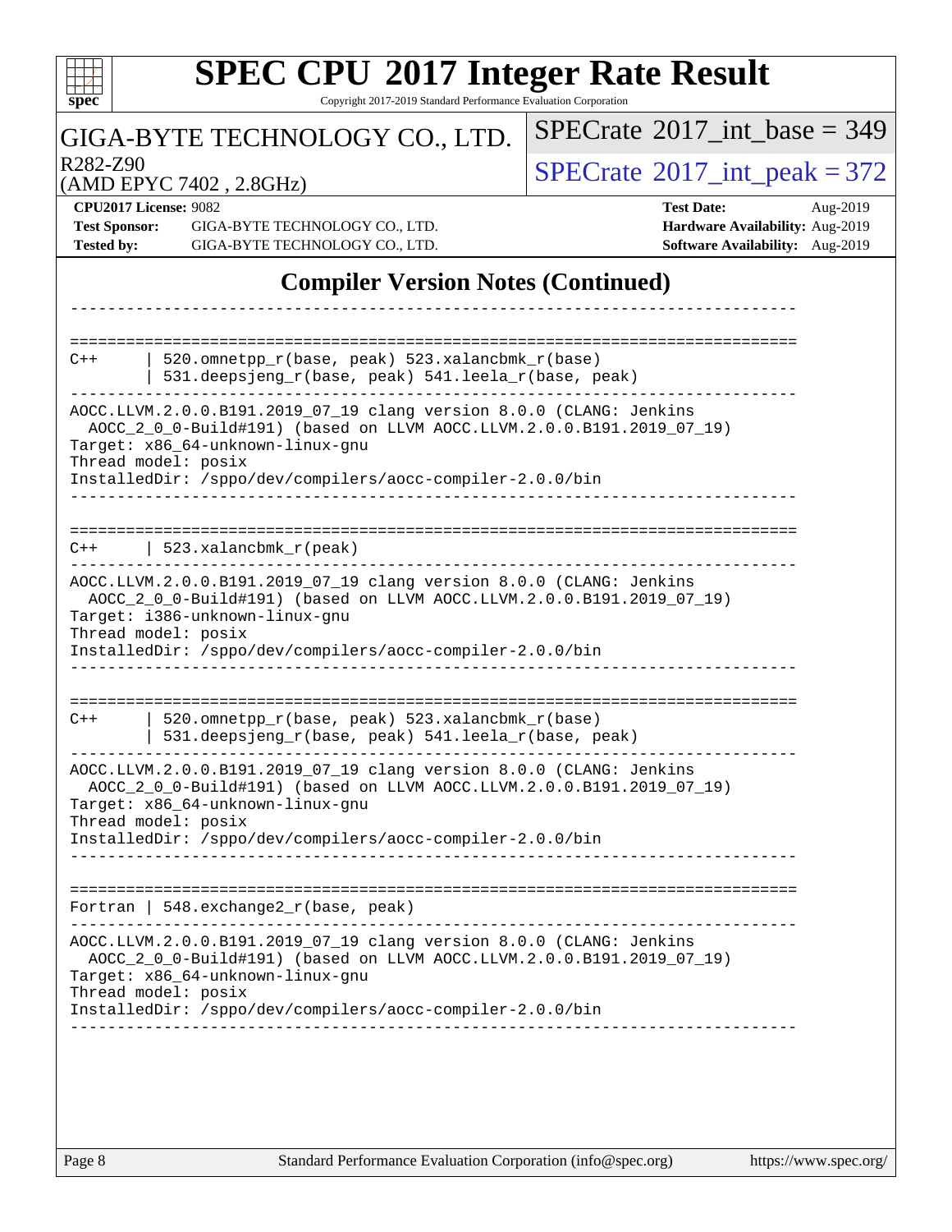## Compiler Version Notes (Continued)

```
------------------------------------------------------------------------------

==============================================================================
C++      | 520.omnetpp_r(base, peak) 523.xalancbmk_r(base)
         | 531.deepsjeng_r(base, peak) 541.leela_r(base, peak)
------------------------------------------------------------------------------
AOCC.LLVM.2.0.0.B191.2019_07_19 clang version 8.0.0 (CLANG: Jenkins
  AOCC_2_0_0-Build#191) (based on LLVM AOCC.LLVM.2.0.0.B191.2019_07_19)
Target: x86_64-unknown-linux-gnu
Thread model: posix
InstalledDir: /sppo/dev/compilers/aocc-compiler-2.0.0/bin
------------------------------------------------------------------------------

==============================================================================
C++      | 523.xalancbmk_r(peak)
------------------------------------------------------------------------------
AOCC.LLVM.2.0.0.B191.2019_07_19 clang version 8.0.0 (CLANG: Jenkins
  AOCC_2_0_0-Build#191) (based on LLVM AOCC.LLVM.2.0.0.B191.2019_07_19)
Target: i386-unknown-linux-gnu
Thread model: posix
InstalledDir: /sppo/dev/compilers/aocc-compiler-2.0.0/bin
------------------------------------------------------------------------------

==============================================================================
C++      | 520.omnetpp_r(base, peak) 523.xalancbmk_r(base)
         | 531.deepsjeng_r(base, peak) 541.leela_r(base, peak)
------------------------------------------------------------------------------
AOCC.LLVM.2.0.0.B191.2019_07_19 clang version 8.0.0 (CLANG: Jenkins
  AOCC_2_0_0-Build#191) (based on LLVM AOCC.LLVM.2.0.0.B191.2019_07_19)
Target: x86_64-unknown-linux-gnu
Thread model: posix
InstalledDir: /sppo/dev/compilers/aocc-compiler-2.0.0/bin
------------------------------------------------------------------------------

==============================================================================
Fortran | 548.exchange2_r(base, peak)
------------------------------------------------------------------------------
AOCC.LLVM.2.0.0.B191.2019_07_19 clang version 8.0.0 (CLANG: Jenkins
  AOCC_2_0_0-Build#191) (based on LLVM AOCC.LLVM.2.0.0.B191.2019_07_19)
Target: x86_64-unknown-linux-gnu
Thread model: posix
InstalledDir: /sppo/dev/compilers/aocc-compiler-2.0.0/bin
------------------------------------------------------------------------------
```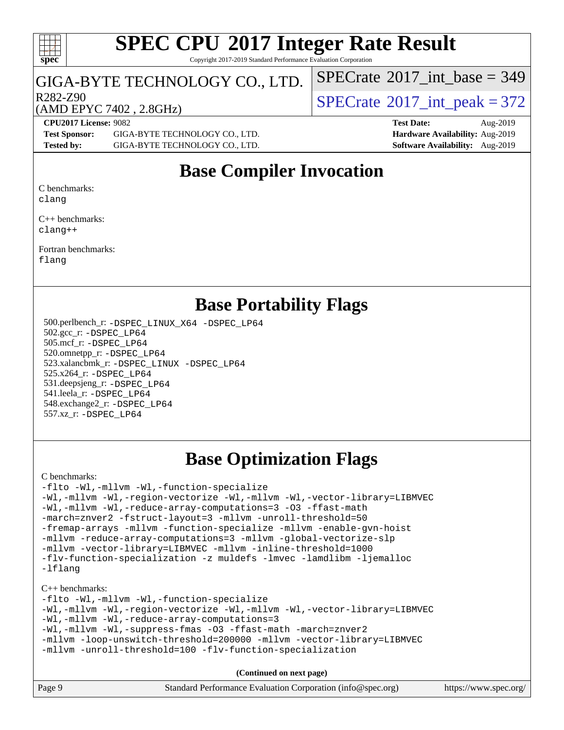# SPEC CPU 2017 Integer Rate Result

Copyright 2017-2019 Standard Performance Evaluation Corporation

GIGA-BYTE TECHNOLOGY CO., LTD.

R282-Z90
(AMD EPYC 7402 , 2.8GHz)

SPECrate 2017_int_base = 349

SPECrate 2017_int_peak = 372

**CPU2017 License:** 9082
**Test Sponsor:** GIGA-BYTE TECHNOLOGY CO., LTD.
**Tested by:** GIGA-BYTE TECHNOLOGY CO., LTD.

**Test Date:** Aug-2019
**Hardware Availability:** Aug-2019
**Software Availability:** Aug-2019

## Base Compiler Invocation

C benchmarks:
clang

C++ benchmarks:
clang++

Fortran benchmarks:
flang

## Base Portability Flags

500.perlbench_r: -DSPEC_LINUX_X64 -DSPEC_LP64
502.gcc_r: -DSPEC_LP64
505.mcf_r: -DSPEC_LP64
520.omnetpp_r: -DSPEC_LP64
523.xalancbmk_r: -DSPEC_LINUX -DSPEC_LP64
525.x264_r: -DSPEC_LP64
531.deepsjeng_r: -DSPEC_LP64
541.leela_r: -DSPEC_LP64
548.exchange2_r: -DSPEC_LP64
557.xz_r: -DSPEC_LP64

## Base Optimization Flags

C benchmarks:

```
-flto -Wl,-mllvm -Wl,-function-specialize
-Wl,-mllvm -Wl,-region-vectorize -Wl,-mllvm -Wl,-vector-library=LIBMVEC
-Wl,-mllvm -Wl,-reduce-array-computations=3 -O3 -ffast-math
-march=znver2 -fstruct-layout=3 -mllvm -unroll-threshold=50
-fremap-arrays -mllvm -function-specialize -mllvm -enable-gvn-hoist
-mllvm -reduce-array-computations=3 -mllvm -global-vectorize-slp
-mllvm -vector-library=LIBMVEC -mllvm -inline-threshold=1000
-flv-function-specialization -z muldefs -lmvec -lamdlibm -ljemalloc
-lflang
```

C++ benchmarks:

```
-flto -Wl,-mllvm -Wl,-function-specialize
-Wl,-mllvm -Wl,-region-vectorize -Wl,-mllvm -Wl,-vector-library=LIBMVEC
-Wl,-mllvm -Wl,-reduce-array-computations=3
-Wl,-mllvm -Wl,-suppress-fmas -O3 -ffast-math -march=znver2
-mllvm -loop-unswitch-threshold=200000 -mllvm -vector-library=LIBMVEC
-mllvm -unroll-threshold=100 -flv-function-specialization
```

(Continued on next page)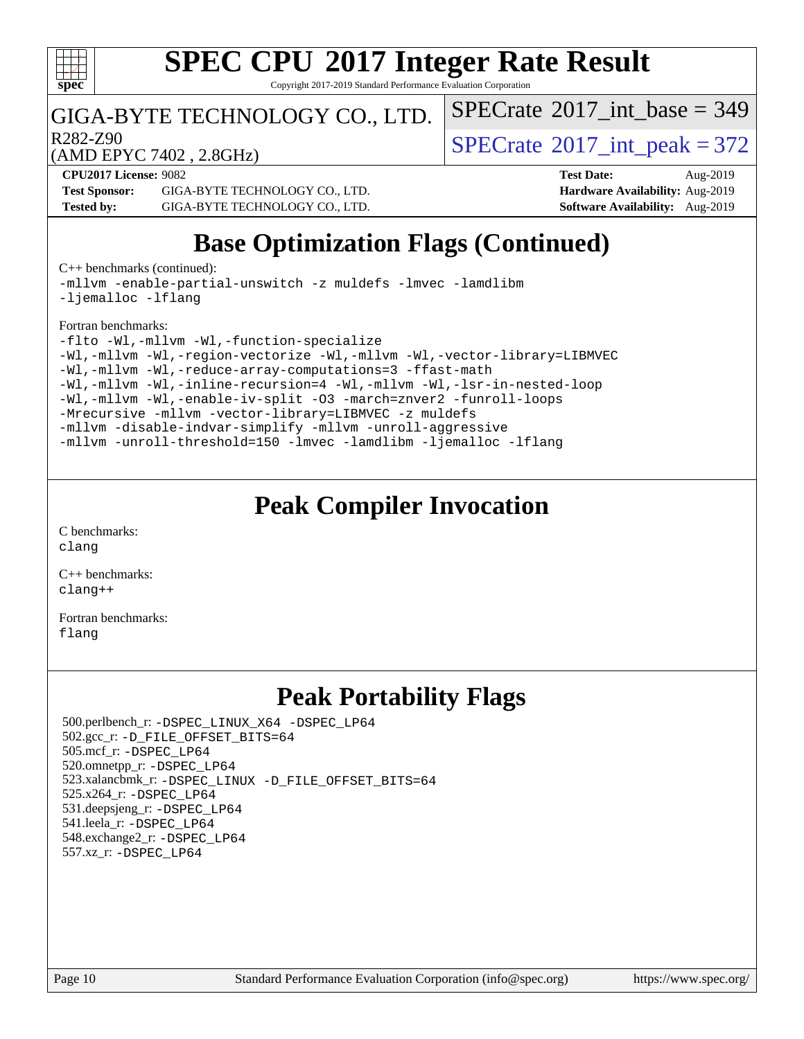# SPEC CPU 2017 Integer Rate Result

Copyright 2017-2019 Standard Performance Evaluation Corporation

GIGA-BYTE TECHNOLOGY CO., LTD.

R282-Z90

(AMD EPYC 7402 , 2.8GHz)

SPECrate 2017_int_base = 349

SPECrate 2017_int_peak = 372

**CPU2017 License:** 9082
**Test Sponsor:** GIGA-BYTE TECHNOLOGY CO., LTD.
**Tested by:** GIGA-BYTE TECHNOLOGY CO., LTD.

**Test Date:** Aug-2019
**Hardware Availability:** Aug-2019
**Software Availability:** Aug-2019

## Base Optimization Flags (Continued)

C++ benchmarks (continued):

```
-mllvm -enable-partial-unswitch -z muldefs -lmvec -lamdlibm
-ljemalloc -lflang
```

Fortran benchmarks:

```
-flto -Wl,-mllvm -Wl,-function-specialize
-Wl,-mllvm -Wl,-region-vectorize -Wl,-mllvm -Wl,-vector-library=LIBMVEC
-Wl,-mllvm -Wl,-reduce-array-computations=3 -ffast-math
-Wl,-mllvm -Wl,-inline-recursion=4 -Wl,-mllvm -Wl,-lsr-in-nested-loop
-Wl,-mllvm -Wl,-enable-iv-split -O3 -march=znver2 -funroll-loops
-Mrecursive -mllvm -vector-library=LIBMVEC -z muldefs
-mllvm -disable-indvar-simplify -mllvm -unroll-aggressive
-mllvm -unroll-threshold=150 -lmvec -lamdlibm -ljemalloc -lflang
```

## Peak Compiler Invocation

C benchmarks:
`clang`

C++ benchmarks:
`clang++`

Fortran benchmarks:
`flang`

## Peak Portability Flags

500.perlbench_r: `-DSPEC_LINUX_X64 -DSPEC_LP64`
502.gcc_r: `-D_FILE_OFFSET_BITS=64`
505.mcf_r: `-DSPEC_LP64`
520.omnetpp_r: `-DSPEC_LP64`
523.xalancbmk_r: `-DSPEC_LINUX -D_FILE_OFFSET_BITS=64`
525.x264_r: `-DSPEC_LP64`
531.deepsjeng_r: `-DSPEC_LP64`
541.leela_r: `-DSPEC_LP64`
548.exchange2_r: `-DSPEC_LP64`
557.xz_r: `-DSPEC_LP64`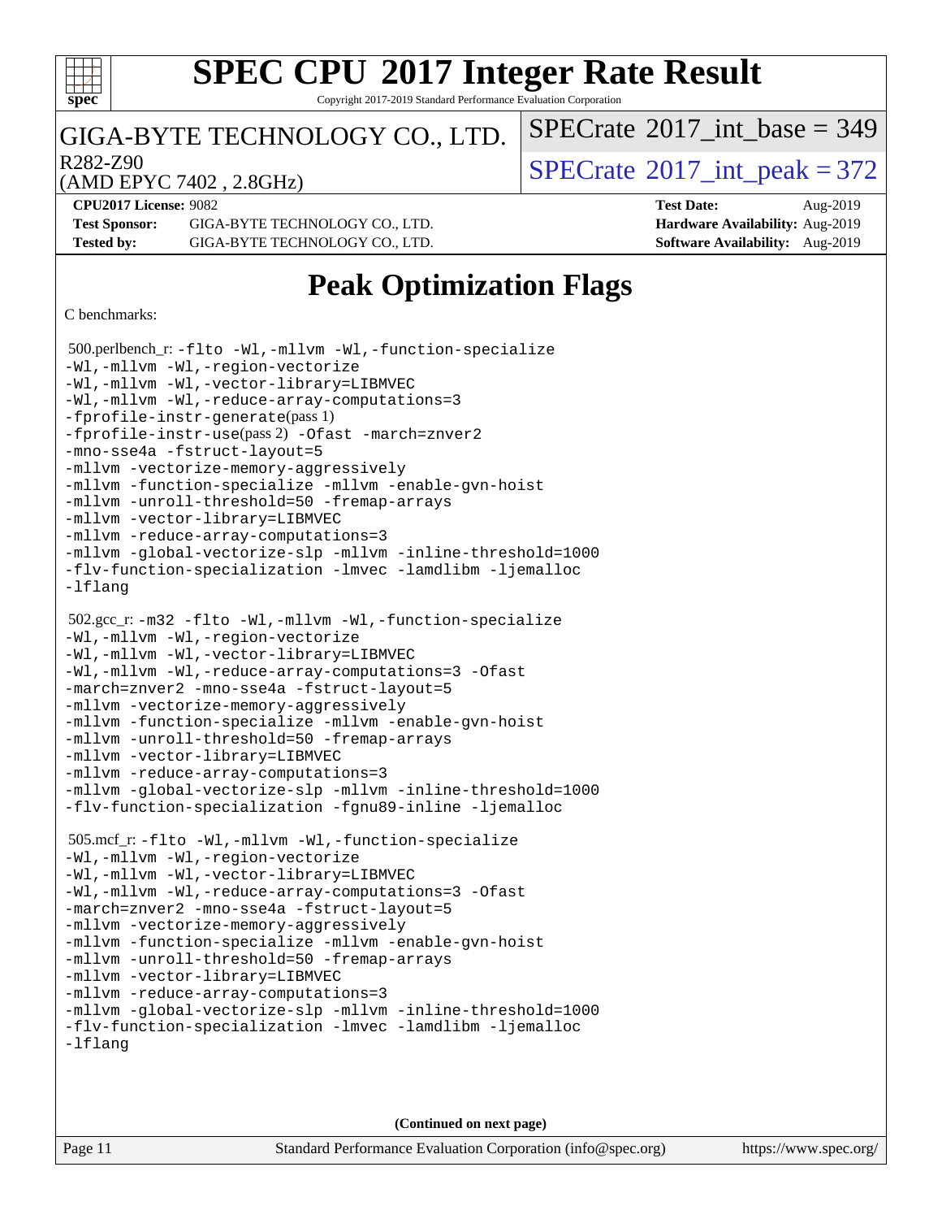# SPEC CPU 2017 Integer Rate Result

Copyright 2017-2019 Standard Performance Evaluation Corporation

GIGA-BYTE TECHNOLOGY CO., LTD.

R282-Z90

(AMD EPYC 7402 , 2.8GHz)

SPECrate 2017_int_base = 349

SPECrate 2017_int_peak = 372

**CPU2017 License:** 9082

**Test Sponsor:** GIGA-BYTE TECHNOLOGY CO., LTD.

**Tested by:** GIGA-BYTE TECHNOLOGY CO., LTD.

**Test Date:** Aug-2019

**Hardware Availability:** Aug-2019

**Software Availability:** Aug-2019

## Peak Optimization Flags

C benchmarks:

500.perlbench_r: -flto -Wl,-mllvm -Wl,-function-specialize -Wl,-mllvm -Wl,-region-vectorize -Wl,-mllvm -Wl,-vector-library=LIBMVEC -Wl,-mllvm -Wl,-reduce-array-computations=3 -fprofile-instr-generate(pass 1) -fprofile-instr-use(pass 2) -Ofast -march=znver2 -mno-sse4a -fstruct-layout=5 -mllvm -vectorize-memory-aggressively -mllvm -function-specialize -mllvm -enable-gvn-hoist -mllvm -unroll-threshold=50 -fremap-arrays -mllvm -vector-library=LIBMVEC -mllvm -reduce-array-computations=3 -mllvm -global-vectorize-slp -mllvm -inline-threshold=1000 -flv-function-specialization -lmvec -lamdlibm -ljemalloc -lflang

502.gcc_r: -m32 -flto -Wl,-mllvm -Wl,-function-specialize -Wl,-mllvm -Wl,-region-vectorize -Wl,-mllvm -Wl,-vector-library=LIBMVEC -Wl,-mllvm -Wl,-reduce-array-computations=3 -Ofast -march=znver2 -mno-sse4a -fstruct-layout=5 -mllvm -vectorize-memory-aggressively -mllvm -function-specialize -mllvm -enable-gvn-hoist -mllvm -unroll-threshold=50 -fremap-arrays -mllvm -vector-library=LIBMVEC -mllvm -reduce-array-computations=3 -mllvm -global-vectorize-slp -mllvm -inline-threshold=1000 -flv-function-specialization -fgnu89-inline -ljemalloc

505.mcf_r: -flto -Wl,-mllvm -Wl,-function-specialize -Wl,-mllvm -Wl,-region-vectorize -Wl,-mllvm -Wl,-vector-library=LIBMVEC -Wl,-mllvm -Wl,-reduce-array-computations=3 -Ofast -march=znver2 -mno-sse4a -fstruct-layout=5 -mllvm -vectorize-memory-aggressively -mllvm -function-specialize -mllvm -enable-gvn-hoist -mllvm -unroll-threshold=50 -fremap-arrays -mllvm -vector-library=LIBMVEC -mllvm -reduce-array-computations=3 -mllvm -global-vectorize-slp -mllvm -inline-threshold=1000 -flv-function-specialization -lmvec -lamdlibm -ljemalloc -lflang

**(Continued on next page)**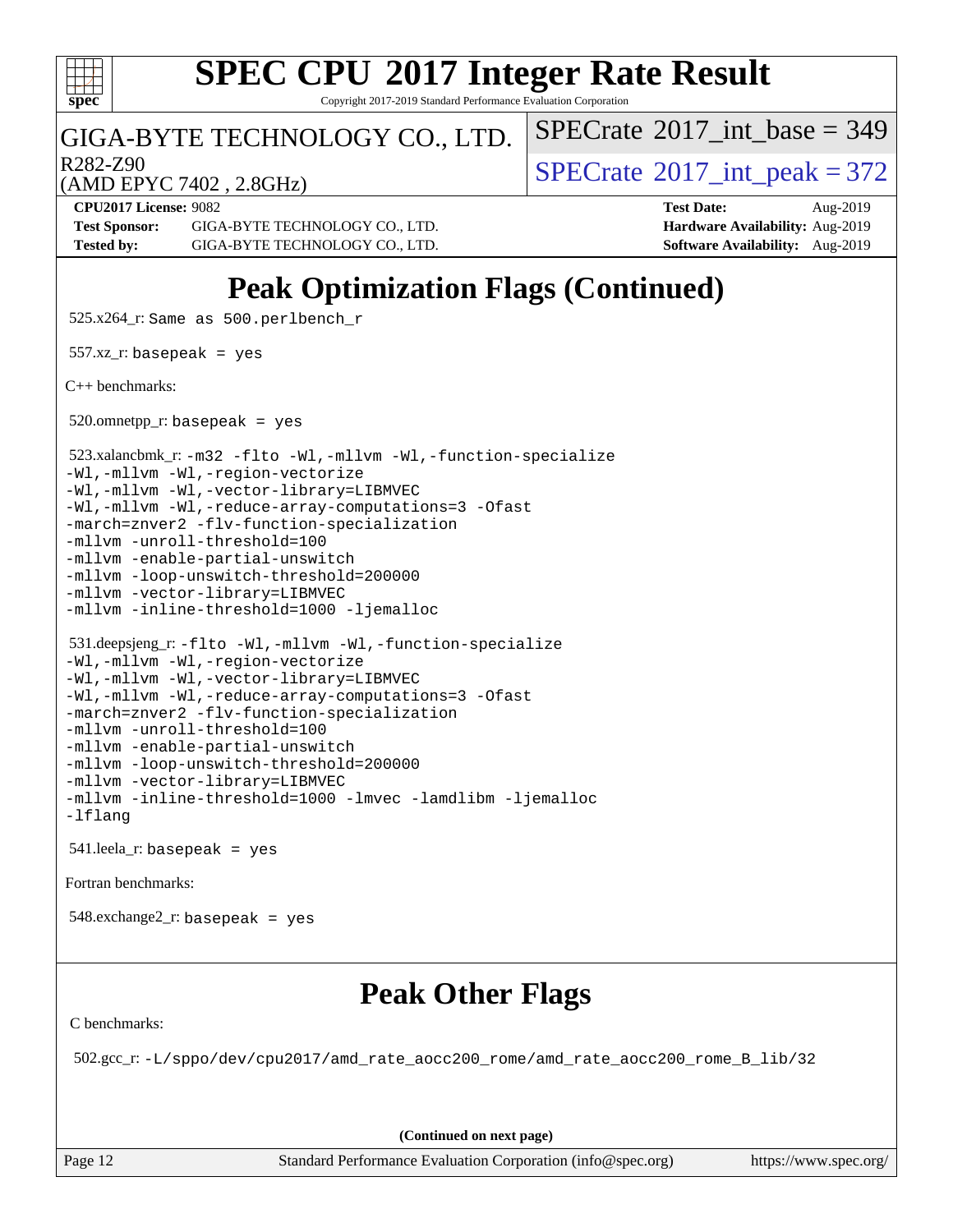# Peak Optimization Flags (Continued)

525.x264_r: Same as 500.perlbench_r

557.xz_r: basepeak = yes

C++ benchmarks:

520.omnetpp_r: basepeak = yes

523.xalancbmk_r: -m32 -flto -Wl,-mllvm -Wl,-function-specialize -Wl,-mllvm -Wl,-region-vectorize -Wl,-mllvm -Wl,-vector-library=LIBMVEC -Wl,-mllvm -Wl,-reduce-array-computations=3 -Ofast -march=znver2 -flv-function-specialization -mllvm -unroll-threshold=100 -mllvm -enable-partial-unswitch -mllvm -loop-unswitch-threshold=200000 -mllvm -vector-library=LIBMVEC -mllvm -inline-threshold=1000 -ljemalloc

531.deepsjeng_r: -flto -Wl,-mllvm -Wl,-function-specialize -Wl,-mllvm -Wl,-region-vectorize -Wl,-mllvm -Wl,-vector-library=LIBMVEC -Wl,-mllvm -Wl,-reduce-array-computations=3 -Ofast -march=znver2 -flv-function-specialization -mllvm -unroll-threshold=100 -mllvm -enable-partial-unswitch -mllvm -loop-unswitch-threshold=200000 -mllvm -vector-library=LIBMVEC -mllvm -inline-threshold=1000 -lmvec -lamdlibm -ljemalloc -lflang

541.leela_r: basepeak = yes

Fortran benchmarks:

548.exchange2_r: basepeak = yes

# Peak Other Flags

C benchmarks:

502.gcc_r: -L/sppo/dev/cpu2017/amd_rate_aocc200_rome/amd_rate_aocc200_rome_B_lib/32

(Continued on next page)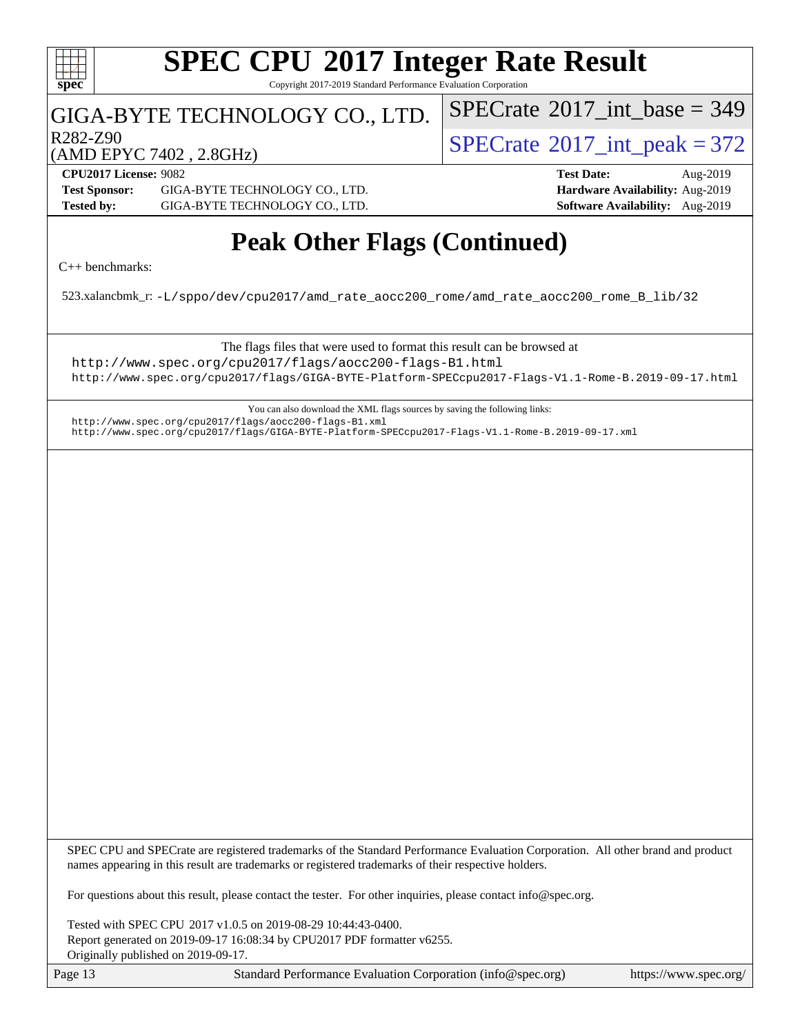# Peak Other Flags (Continued)

C++ benchmarks:

523.xalancbmk_r: `-L/sppo/dev/cpu2017/amd_rate_aocc200_rome/amd_rate_aocc200_rome_B_lib/32`

The flags files that were used to format this result can be browsed at
http://www.spec.org/cpu2017/flags/aocc200-flags-B1.html
http://www.spec.org/cpu2017/flags/GIGA-BYTE-Platform-SPECcpu2017-Flags-V1.1-Rome-B.2019-09-17.html

You can also download the XML flags sources by saving the following links:
http://www.spec.org/cpu2017/flags/aocc200-flags-B1.xml
http://www.spec.org/cpu2017/flags/GIGA-BYTE-Platform-SPECcpu2017-Flags-V1.1-Rome-B.2019-09-17.xml

SPEC CPU and SPECrate are registered trademarks of the Standard Performance Evaluation Corporation. All other brand and product names appearing in this result are trademarks or registered trademarks of their respective holders.

For questions about this result, please contact the tester. For other inquiries, please contact info@spec.org.

Tested with SPEC CPU 2017 v1.0.5 on 2019-08-29 10:44:43-0400.
Report generated on 2019-09-17 16:08:34 by CPU2017 PDF formatter v6255.
Originally published on 2019-09-17.